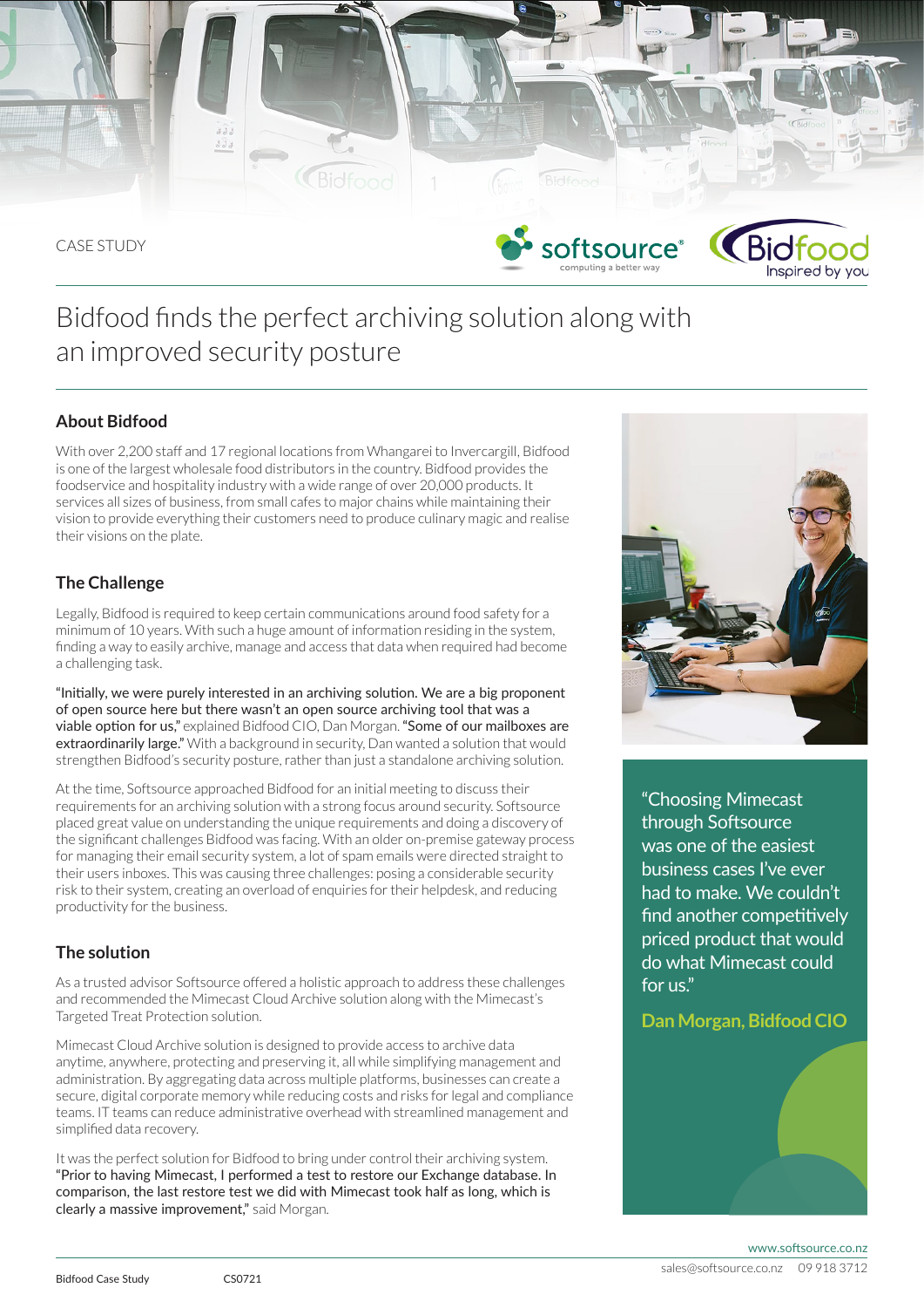CASE STUDY

# Bidfood finds the perfect archiving solution along with an improved security posture

## About Bidfood

With over 2,200 staff and 17 regional locations from Whangarei to Invercargill, Bidfood is one of the largest wholesale food distributors in the country. Bidfood provides the foodservice and hospitality industry with a wide range of over 20,000 products. It services all sizes of business, from small cafes to major chains while maintaining their vision to provide everything their customers need to produce culinary magic and realise their visions on the plate.

## The Challenge

Legally, Bidfood is required to keep certain communications around food safety for a minimum of 10 years. With such a huge amount of information residing in the system, finding a way to easily archive, manage and access that data when required had become a challenging task.

"Initially, we were purely interested in an archiving solution. We are a big proponent of open source here but there wasn't an open source archiving tool that was a viable option for us," explained Bidfood CIO, Dan Morgan. "Some of our mailboxes are extraordinarily large." With a background in security, Dan wanted a solution that would strengthen Bidfood's security posture, rather than just a standalone archiving solution.

At the time, Softsource approached Bidfood for an initial meeting to discuss their requirements for an archiving solution with a strong focus around security. Softsource placed great value on understanding the unique requirements and doing a discovery of the significant challenges Bidfood was facing. With an older on-premise gateway process for managing their email security system, a lot of spam emails were directed straight to their users inboxes. This was causing three challenges: posing a considerable security risk to their system, creating an overload of enquiries for their helpdesk, and reducing productivity for the business.

## The solution

As a trusted advisor Softsource offered a holistic approach to address these challenges and recommended the Mimecast Cloud Archive solution along with the Mimecast's Targeted Treat Protection solution.

Mimecast Cloud Archive solution is designed to provide access to archive data anytime, anywhere, protecting and preserving it, all while simplifying management and administration. By aggregating data across multiple platforms, businesses can create a secure, digital corporate memory while reducing costs and risks for legal and compliance teams. IT teams can reduce administrative overhead with streamlined management and simplified data recovery.

It was the perfect solution for Bidfood to bring under control their archiving system. "Prior to having Mimecast, I performed a test to restore our Exchange database. In comparison, the last restore test we did with Mimecast took half as long, which is clearly a massive improvement," said Morgan.

> "Choosing Mimecast through Softsource was one of the easiest business cases I've ever had to make. We couldn't find another competitively priced product that would do what Mimecast could for us."
>
> **Dan Morgan, Bidfood CIO**

www.softsource.co.nz

sales@softsource.co.nz 09 918 3712

Bidfood Case Study CS0721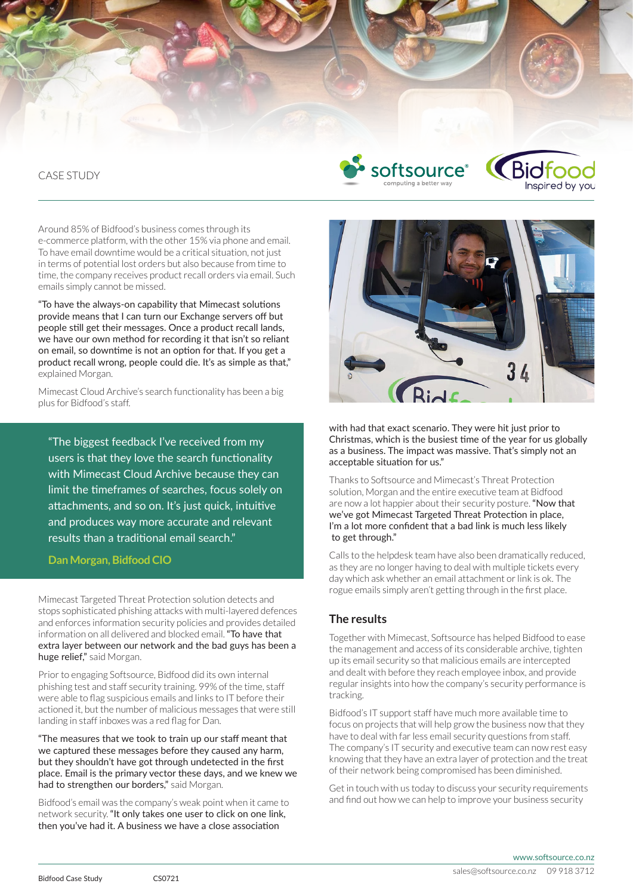CASE STUDY

Around 85% of Bidfood's business comes through its e-commerce platform, with the other 15% via phone and email. To have email downtime would be a critical situation, not just in terms of potential lost orders but also because from time to time, the company receives product recall orders via email. Such emails simply cannot be missed.

"To have the always-on capability that Mimecast solutions provide means that I can turn our Exchange servers off but people still get their messages. Once a product recall lands, we have our own method for recording it that isn't so reliant on email, so downtime is not an option for that. If you get a product recall wrong, people could die. It's as simple as that," explained Morgan.

Mimecast Cloud Archive's search functionality has been a big plus for Bidfood's staff.

> "The biggest feedback I've received from my users is that they love the search functionality with Mimecast Cloud Archive because they can limit the timeframes of searches, focus solely on attachments, and so on. It's just quick, intuitive and produces way more accurate and relevant results than a traditional email search."
>
> **Dan Morgan, Bidfood CIO**

Mimecast Targeted Threat Protection solution detects and stops sophisticated phishing attacks with multi-layered defences and enforces information security policies and provides detailed information on all delivered and blocked email. "To have that extra layer between our network and the bad guys has been a huge relief," said Morgan.

Prior to engaging Softsource, Bidfood did its own internal phishing test and staff security training. 99% of the time, staff were able to flag suspicious emails and links to IT before their actioned it, but the number of malicious messages that were still landing in staff inboxes was a red flag for Dan.

"The measures that we took to train our staff meant that we captured these messages before they caused any harm, but they shouldn't have got through undetected in the first place. Email is the primary vector these days, and we knew we had to strengthen our borders," said Morgan.

Bidfood's email was the company's weak point when it came to network security. "It only takes one user to click on one link, then you've had it. A business we have a close association with had that exact scenario. They were hit just prior to Christmas, which is the busiest time of the year for us globally as a business. The impact was massive. That's simply not an acceptable situation for us."

Thanks to Softsource and Mimecast's Threat Protection solution, Morgan and the entire executive team at Bidfood are now a lot happier about their security posture. "Now that we've got Mimecast Targeted Threat Protection in place, I'm a lot more confident that a bad link is much less likely to get through."

Calls to the helpdesk team have also been dramatically reduced, as they are no longer having to deal with multiple tickets every day which ask whether an email attachment or link is ok. The rogue emails simply aren't getting through in the first place.

## The results

Together with Mimecast, Softsource has helped Bidfood to ease the management and access of its considerable archive, tighten up its email security so that malicious emails are intercepted and dealt with before they reach employee inbox, and provide regular insights into how the company's security performance is tracking.

Bidfood's IT support staff have much more available time to focus on projects that will help grow the business now that they have to deal with far less email security questions from staff. The company's IT security and executive team can now rest easy knowing that they have an extra layer of protection and the treat of their network being compromised has been diminished.

Get in touch with us today to discuss your security requirements and find out how we can help to improve your business security

www.softsource.co.nz

sales@softsource.co.nz 09 918 3712

Bidfood Case Study CS0721